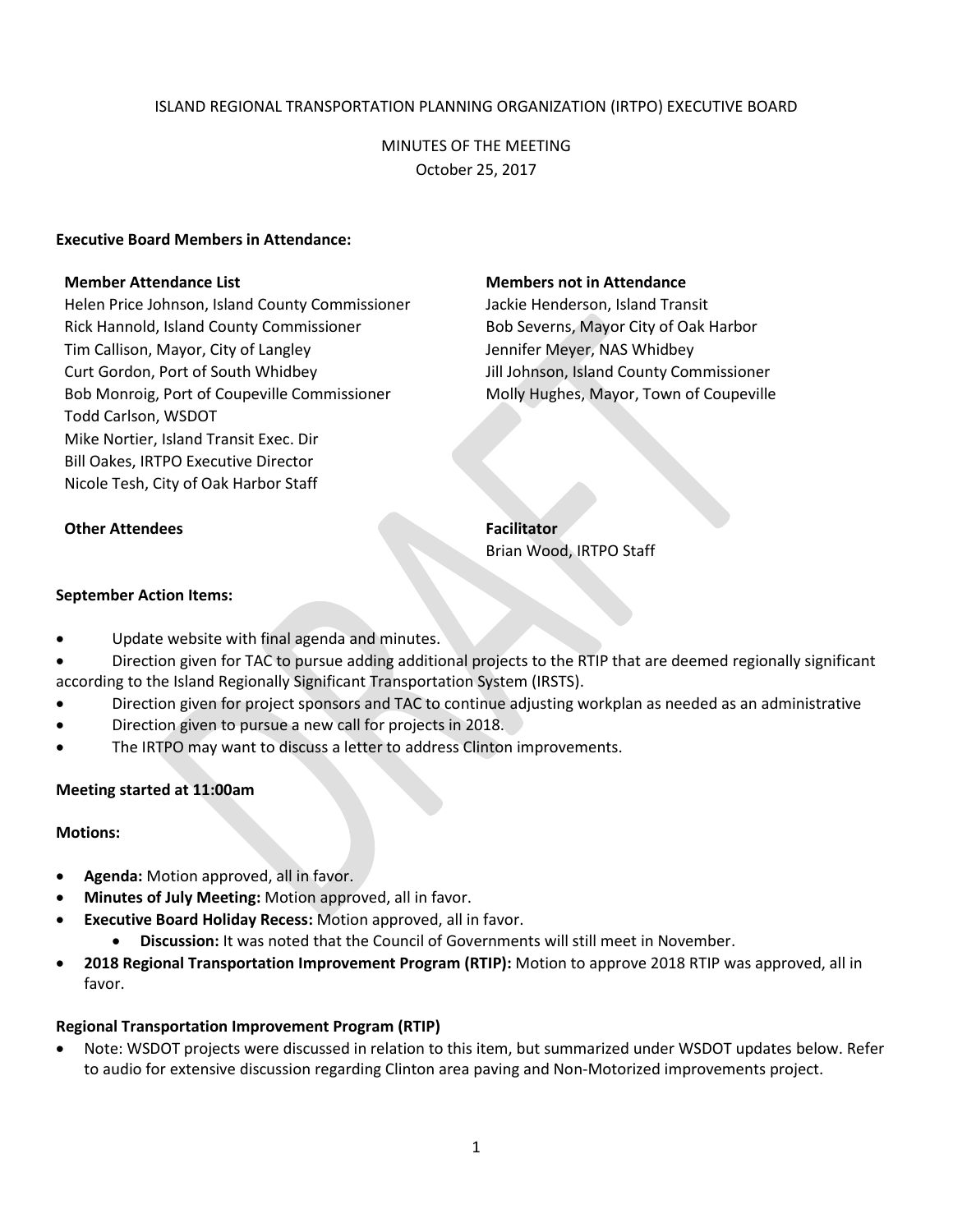ISLAND REGIONAL TRANSPORTATION PLANNING ORGANIZATION (IRTPO) EXECUTIVE BOARD

MINUTES OF THE MEETING
October 25, 2017

**Executive Board Members in Attendance:**

**Member Attendance List**
Helen Price Johnson, Island County Commissioner
Rick Hannold, Island County Commissioner
Tim Callison, Mayor, City of Langley
Curt Gordon, Port of South Whidbey
Bob Monroig, Port of Coupeville Commissioner
Todd Carlson, WSDOT
Mike Nortier, Island Transit Exec. Dir
Bill Oakes, IRTPO Executive Director
Nicole Tesh, City of Oak Harbor Staff

**Members not in Attendance**
Jackie Henderson, Island Transit
Bob Severns, Mayor City of Oak Harbor
Jennifer Meyer, NAS Whidbey
Jill Johnson, Island County Commissioner
Molly Hughes, Mayor, Town of Coupeville

**Other Attendees**

**Facilitator**
Brian Wood, IRTPO Staff

**September Action Items:**

- Update website with final agenda and minutes.
- Direction given for TAC to pursue adding additional projects to the RTIP that are deemed regionally significant according to the Island Regionally Significant Transportation System (IRSTS).
- Direction given for project sponsors and TAC to continue adjusting workplan as needed as an administrative
- Direction given to pursue a new call for projects in 2018.
- The IRTPO may want to discuss a letter to address Clinton improvements.

**Meeting started at 11:00am**

**Motions:**

- **Agenda:** Motion approved, all in favor.
- **Minutes of July Meeting:** Motion approved, all in favor.
- **Executive Board Holiday Recess:** Motion approved, all in favor.
  - **Discussion:** It was noted that the Council of Governments will still meet in November.
- **2018 Regional Transportation Improvement Program (RTIP):** Motion to approve 2018 RTIP was approved, all in favor.

**Regional Transportation Improvement Program (RTIP)**

- Note: WSDOT projects were discussed in relation to this item, but summarized under WSDOT updates below. Refer to audio for extensive discussion regarding Clinton area paving and Non-Motorized improvements project.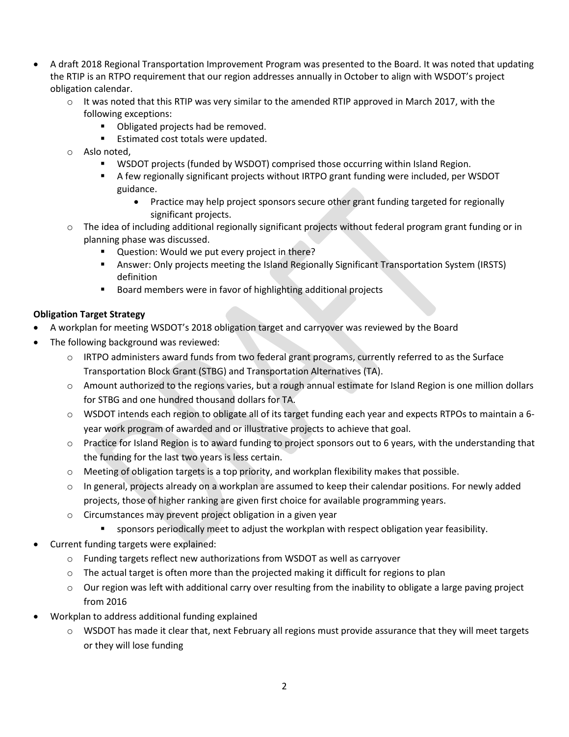- A draft 2018 Regional Transportation Improvement Program was presented to the Board. It was noted that updating the RTIP is an RTPO requirement that our region addresses annually in October to align with WSDOT's project obligation calendar.
  - It was noted that this RTIP was very similar to the amended RTIP approved in March 2017, with the following exceptions:
    - Obligated projects had be removed.
    - Estimated cost totals were updated.
  - Aslo noted,
    - WSDOT projects (funded by WSDOT) comprised those occurring within Island Region.
    - A few regionally significant projects without IRTPO grant funding were included, per WSDOT guidance.
      - Practice may help project sponsors secure other grant funding targeted for regionally significant projects.
  - The idea of including additional regionally significant projects without federal program grant funding or in planning phase was discussed.
    - Question: Would we put every project in there?
    - Answer: Only projects meeting the Island Regionally Significant Transportation System (IRSTS) definition
    - Board members were in favor of highlighting additional projects

**Obligation Target Strategy**

- A workplan for meeting WSDOT's 2018 obligation target and carryover was reviewed by the Board
- The following background was reviewed:
  - IRTPO administers award funds from two federal grant programs, currently referred to as the Surface Transportation Block Grant (STBG) and Transportation Alternatives (TA).
  - Amount authorized to the regions varies, but a rough annual estimate for Island Region is one million dollars for STBG and one hundred thousand dollars for TA.
  - WSDOT intends each region to obligate all of its target funding each year and expects RTPOs to maintain a 6-year work program of awarded and or illustrative projects to achieve that goal.
  - Practice for Island Region is to award funding to project sponsors out to 6 years, with the understanding that the funding for the last two years is less certain.
  - Meeting of obligation targets is a top priority, and workplan flexibility makes that possible.
  - In general, projects already on a workplan are assumed to keep their calendar positions. For newly added projects, those of higher ranking are given first choice for available programming years.
  - Circumstances may prevent project obligation in a given year
    - sponsors periodically meet to adjust the workplan with respect obligation year feasibility.
- Current funding targets were explained:
  - Funding targets reflect new authorizations from WSDOT as well as carryover
  - The actual target is often more than the projected making it difficult for regions to plan
  - Our region was left with additional carry over resulting from the inability to obligate a large paving project from 2016
- Workplan to address additional funding explained
  - WSDOT has made it clear that, next February all regions must provide assurance that they will meet targets or they will lose funding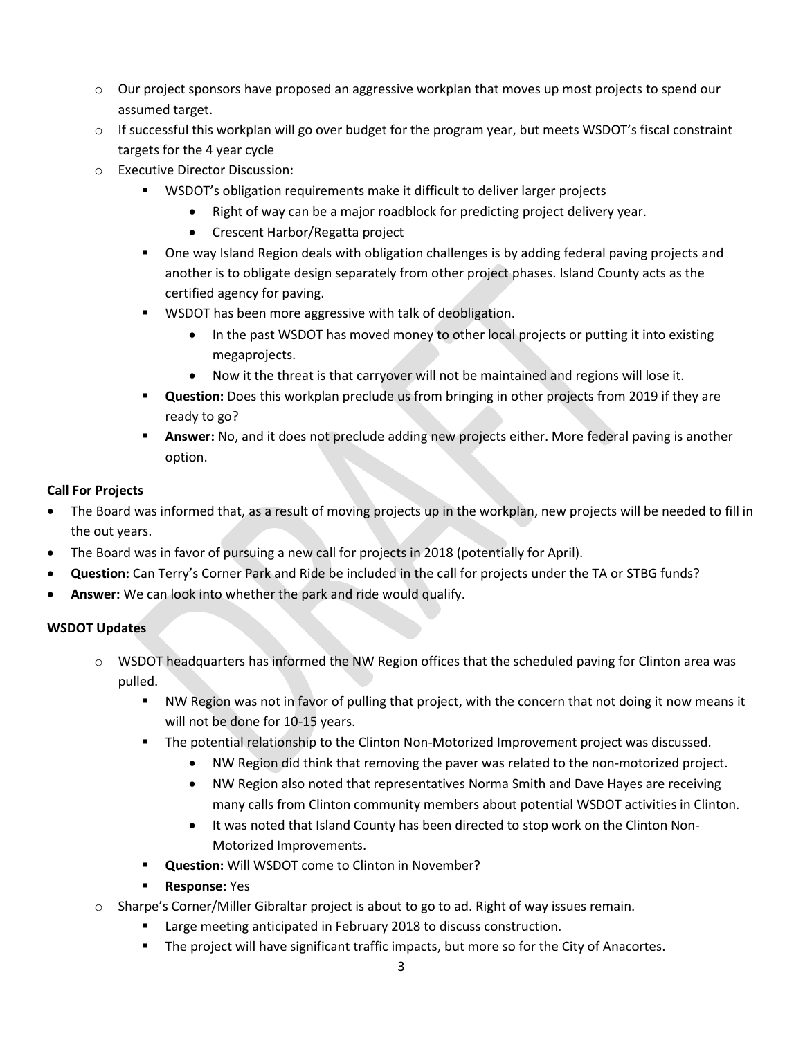- Our project sponsors have proposed an aggressive workplan that moves up most projects to spend our assumed target.
- If successful this workplan will go over budget for the program year, but meets WSDOT's fiscal constraint targets for the 4 year cycle
- Executive Director Discussion:
  - WSDOT's obligation requirements make it difficult to deliver larger projects
    - Right of way can be a major roadblock for predicting project delivery year.
    - Crescent Harbor/Regatta project
  - One way Island Region deals with obligation challenges is by adding federal paving projects and another is to obligate design separately from other project phases. Island County acts as the certified agency for paving.
  - WSDOT has been more aggressive with talk of deobligation.
    - In the past WSDOT has moved money to other local projects or putting it into existing megaprojects.
    - Now it the threat is that carryover will not be maintained and regions will lose it.
  - **Question:** Does this workplan preclude us from bringing in other projects from 2019 if they are ready to go?
  - **Answer:** No, and it does not preclude adding new projects either. More federal paving is another option.

**Call For Projects**

- The Board was informed that, as a result of moving projects up in the workplan, new projects will be needed to fill in the out years.
- The Board was in favor of pursuing a new call for projects in 2018 (potentially for April).
- **Question:** Can Terry's Corner Park and Ride be included in the call for projects under the TA or STBG funds?
- **Answer:** We can look into whether the park and ride would qualify.

**WSDOT Updates**

- WSDOT headquarters has informed the NW Region offices that the scheduled paving for Clinton area was pulled.
  - NW Region was not in favor of pulling that project, with the concern that not doing it now means it will not be done for 10-15 years.
  - The potential relationship to the Clinton Non-Motorized Improvement project was discussed.
    - NW Region did think that removing the paver was related to the non-motorized project.
    - NW Region also noted that representatives Norma Smith and Dave Hayes are receiving many calls from Clinton community members about potential WSDOT activities in Clinton.
    - It was noted that Island County has been directed to stop work on the Clinton Non-Motorized Improvements.
  - **Question:** Will WSDOT come to Clinton in November?
  - **Response:** Yes
- Sharpe's Corner/Miller Gibraltar project is about to go to ad. Right of way issues remain.
  - Large meeting anticipated in February 2018 to discuss construction.
  - The project will have significant traffic impacts, but more so for the City of Anacortes.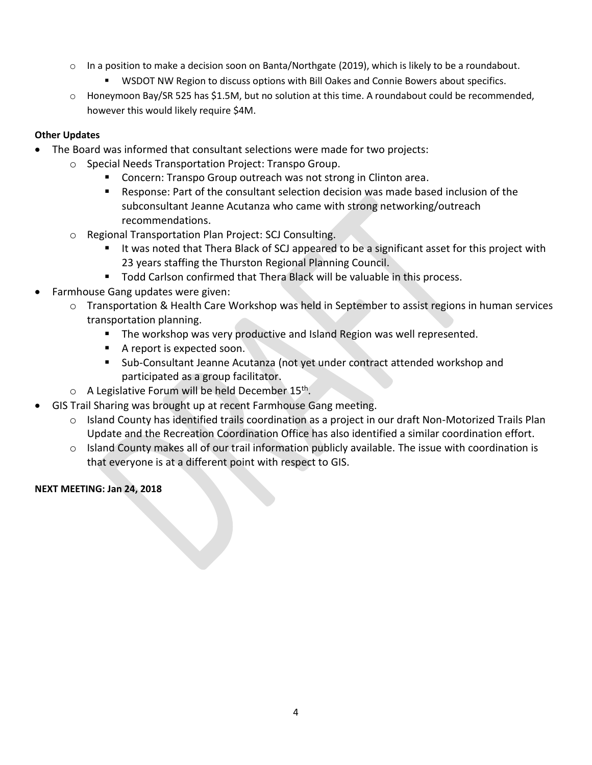- In a position to make a decision soon on Banta/Northgate (2019), which is likely to be a roundabout.
  - WSDOT NW Region to discuss options with Bill Oakes and Connie Bowers about specifics.
- Honeymoon Bay/SR 525 has $1.5M, but no solution at this time. A roundabout could be recommended, however this would likely require $4M.

**Other Updates**

- The Board was informed that consultant selections were made for two projects:
  - Special Needs Transportation Project: Transpo Group.
    - Concern: Transpo Group outreach was not strong in Clinton area.
    - Response: Part of the consultant selection decision was made based inclusion of the subconsultant Jeanne Acutanza who came with strong networking/outreach recommendations.
  - Regional Transportation Plan Project: SCJ Consulting.
    - It was noted that Thera Black of SCJ appeared to be a significant asset for this project with 23 years staffing the Thurston Regional Planning Council.
    - Todd Carlson confirmed that Thera Black will be valuable in this process.
- Farmhouse Gang updates were given:
  - Transportation & Health Care Workshop was held in September to assist regions in human services transportation planning.
    - The workshop was very productive and Island Region was well represented.
    - A report is expected soon.
    - Sub-Consultant Jeanne Acutanza (not yet under contract attended workshop and participated as a group facilitator.
  - A Legislative Forum will be held December 15th.
- GIS Trail Sharing was brought up at recent Farmhouse Gang meeting.
  - Island County has identified trails coordination as a project in our draft Non-Motorized Trails Plan Update and the Recreation Coordination Office has also identified a similar coordination effort.
  - Island County makes all of our trail information publicly available. The issue with coordination is that everyone is at a different point with respect to GIS.

**NEXT MEETING: Jan 24, 2018**